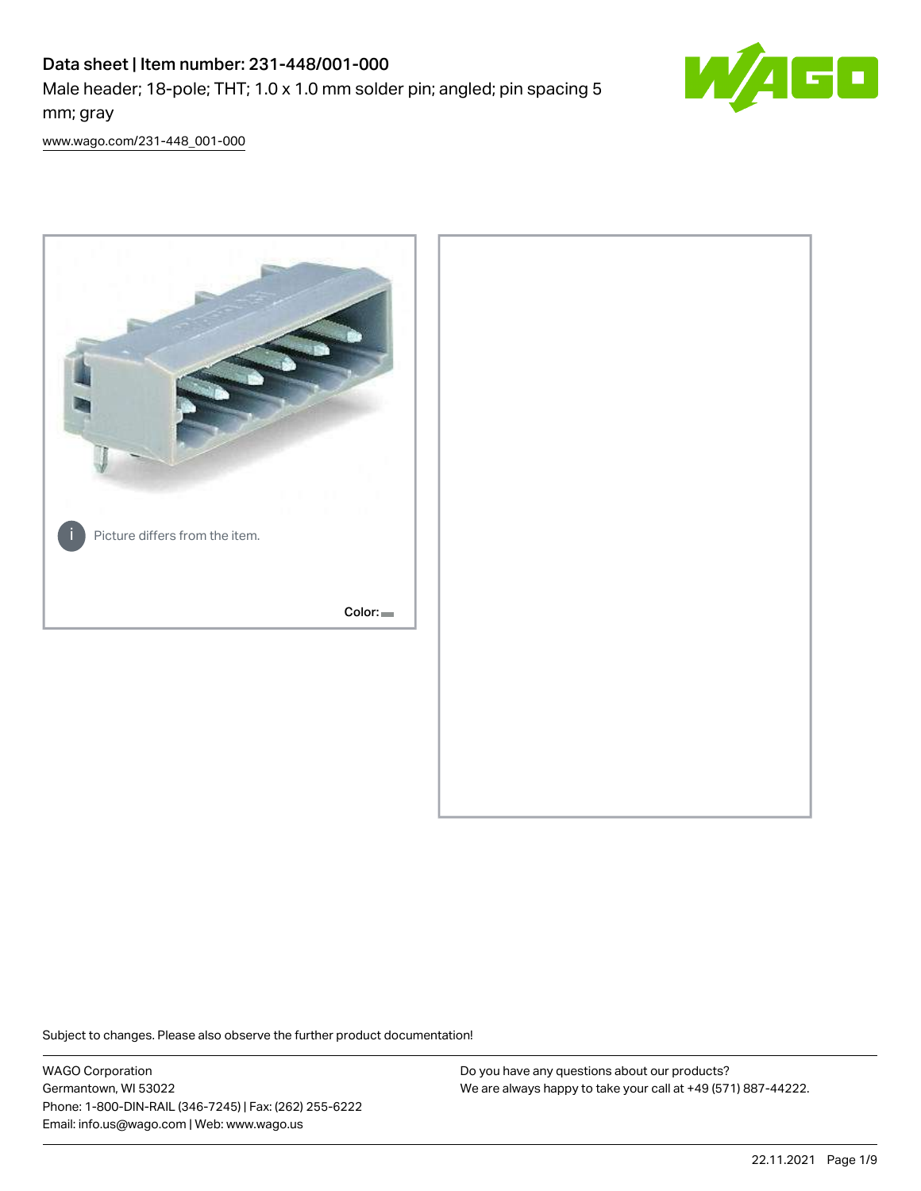# Data sheet | Item number: 231-448/001-000

Male header; 18-pole; THT; 1.0 x 1.0 mm solder pin; angled; pin spacing 5 mm; gray

www.wago.com/231-448_001-000

Picture differs from the item.

Color:

Subject to changes. Please also observe the further product documentation!

WAGO Corporation
Germantown, WI 53022
Phone: 1-800-DIN-RAIL (346-7245) | Fax: (262) 255-6222
Email: info.us@wago.com | Web: www.wago.us

Do you have any questions about our products?
We are always happy to take your call at +49 (571) 887-44222.

22.11.2021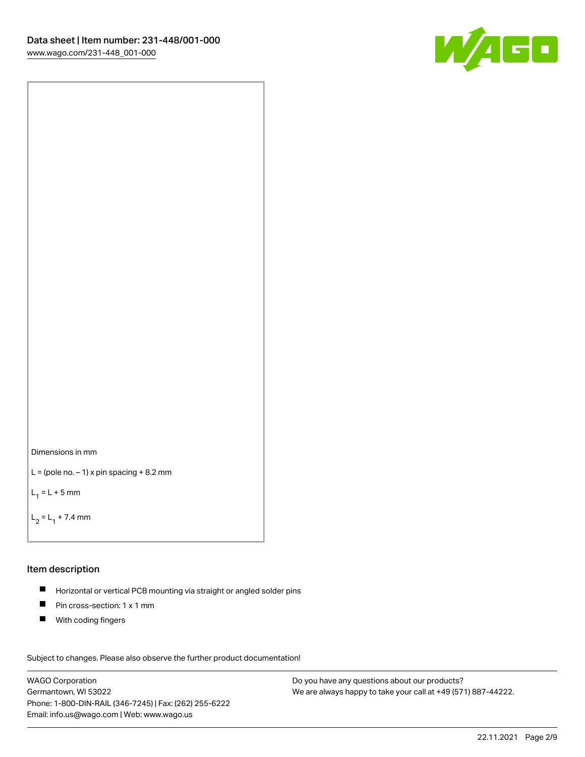Dimensions in mm

L = (pole no. – 1) x pin spacing + 8.2 mm

$L_1$ = L + 5 mm

$L_2$ = $L_1$ + 7.4 mm

## Item description

- Horizontal or vertical PCB mounting via straight or angled solder pins
- Pin cross-section: 1 x 1 mm
- With coding fingers

Subject to changes. Please also observe the further product documentation!

WAGO Corporation
Germantown, WI 53022
Phone: 1-800-DIN-RAIL (346-7245) | Fax: (262) 255-6222
Email: info.us@wago.com | Web: www.wago.us

Do you have any questions about our products?
We are always happy to take your call at +49 (571) 887-44222.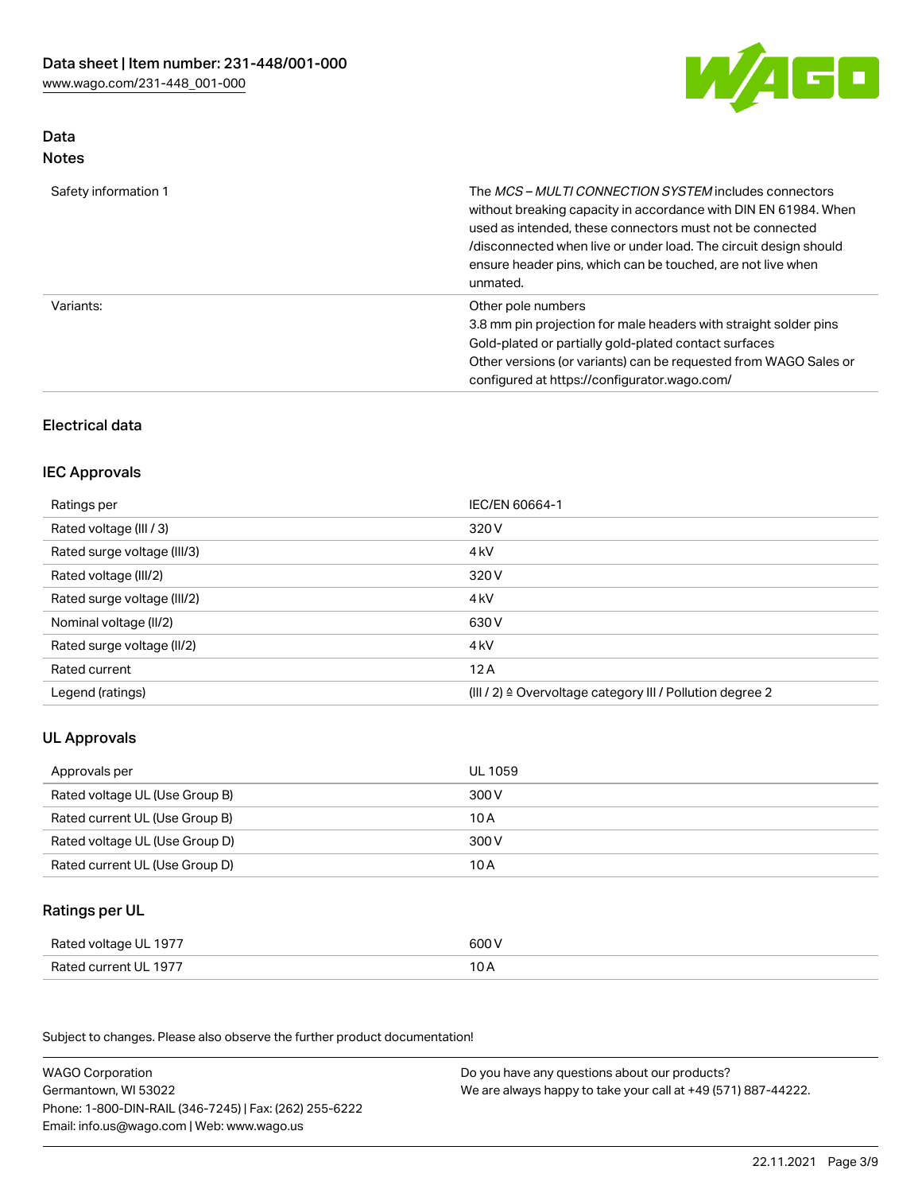## Data
### Notes

| | |
|---|---|
| Safety information 1 | The *MCS – MULTI CONNECTION SYSTEM* includes connectors without breaking capacity in accordance with DIN EN 61984. When used as intended, these connectors must not be connected /disconnected when live or under load. The circuit design should ensure header pins, which can be touched, are not live when unmated. |
| Variants: | Other pole numbers<br>3.8 mm pin projection for male headers with straight solder pins<br>Gold-plated or partially gold-plated contact surfaces<br>Other versions (or variants) can be requested from WAGO Sales or configured at https://configurator.wago.com/ |

## Electrical data

### IEC Approvals

| | |
|---|---|
| Ratings per | IEC/EN 60664-1 |
| Rated voltage (III / 3) | 320 V |
| Rated surge voltage (III/3) | 4 kV |
| Rated voltage (III/2) | 320 V |
| Rated surge voltage (III/2) | 4 kV |
| Nominal voltage (II/2) | 630 V |
| Rated surge voltage (II/2) | 4 kV |
| Rated current | 12 A |
| Legend (ratings) | (III / 2) ≙ Overvoltage category III / Pollution degree 2 |

### UL Approvals

| | |
|---|---|
| Approvals per | UL 1059 |
| Rated voltage UL (Use Group B) | 300 V |
| Rated current UL (Use Group B) | 10 A |
| Rated voltage UL (Use Group D) | 300 V |
| Rated current UL (Use Group D) | 10 A |

### Ratings per UL

| | |
|---|---|
| Rated voltage UL 1977 | 600 V |
| Rated current UL 1977 | 10 A |

Subject to changes. Please also observe the further product documentation!

WAGO Corporation
Germantown, WI 53022
Phone: 1-800-DIN-RAIL (346-7245) | Fax: (262) 255-6222
Email: info.us@wago.com | Web: www.wago.us

Do you have any questions about our products?
We are always happy to take your call at +49 (571) 887-44222.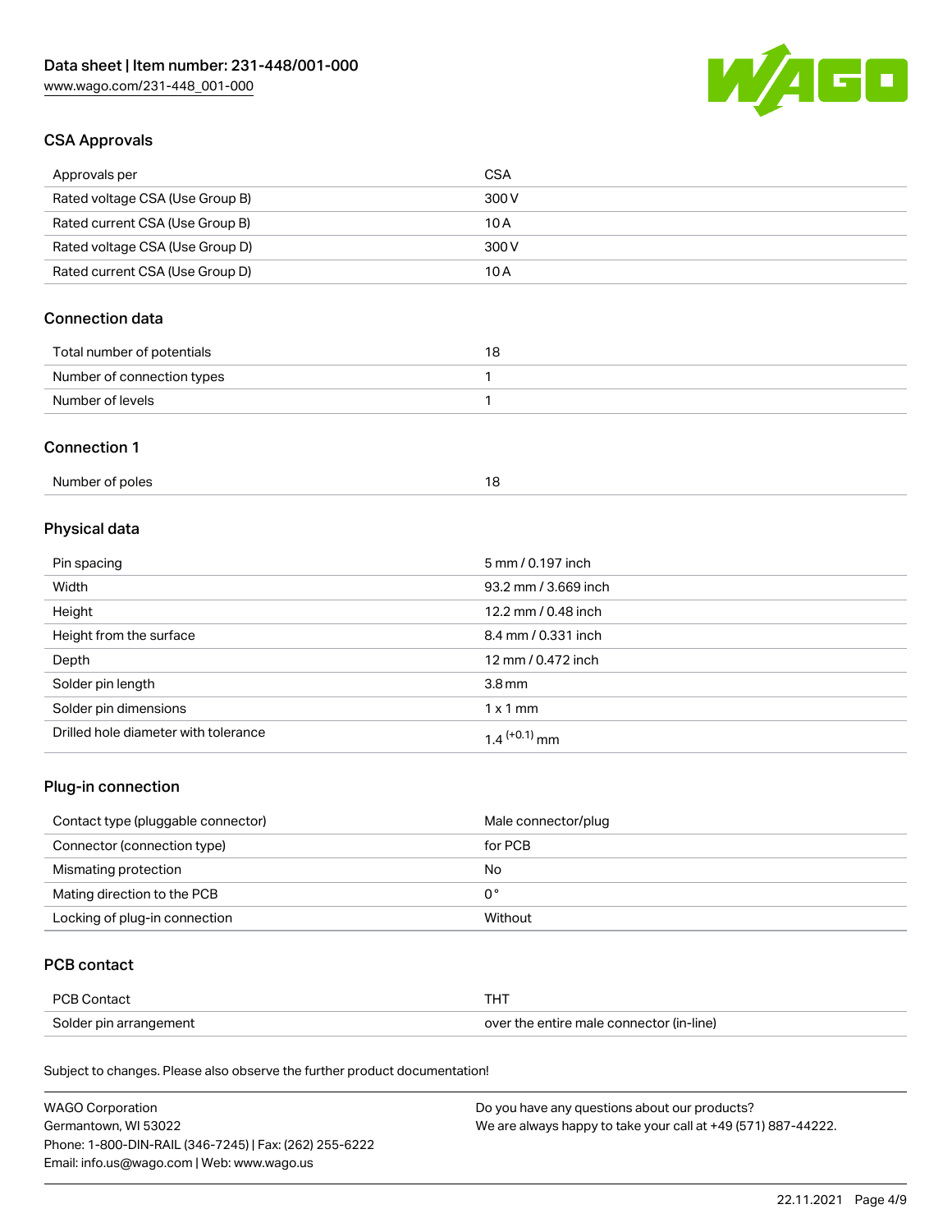## CSA Approvals

| Approvals per | CSA |
| --- | --- |
| Rated voltage CSA (Use Group B) | 300 V |
| Rated current CSA (Use Group B) | 10 A |
| Rated voltage CSA (Use Group D) | 300 V |
| Rated current CSA (Use Group D) | 10 A |

## Connection data

| Total number of potentials | 18 |
| --- | --- |
| Number of connection types | 1 |
| Number of levels | 1 |

## Connection 1

| Number of poles | 18 |
| --- | --- |

## Physical data

| Pin spacing | 5 mm / 0.197 inch |
| --- | --- |
| Width | 93.2 mm / 3.669 inch |
| Height | 12.2 mm / 0.48 inch |
| Height from the surface | 8.4 mm / 0.331 inch |
| Depth | 12 mm / 0.472 inch |
| Solder pin length | 3.8 mm |
| Solder pin dimensions | 1 x 1 mm |
| Drilled hole diameter with tolerance | $1.4^{(+0.1)}$ mm |

## Plug-in connection

| Contact type (pluggable connector) | Male connector/plug |
| --- | --- |
| Connector (connection type) | for PCB |
| Mismating protection | No |
| Mating direction to the PCB | 0 ° |
| Locking of plug-in connection | Without |

## PCB contact

| PCB Contact | THT |
| --- | --- |
| Solder pin arrangement | over the entire male connector (in-line) |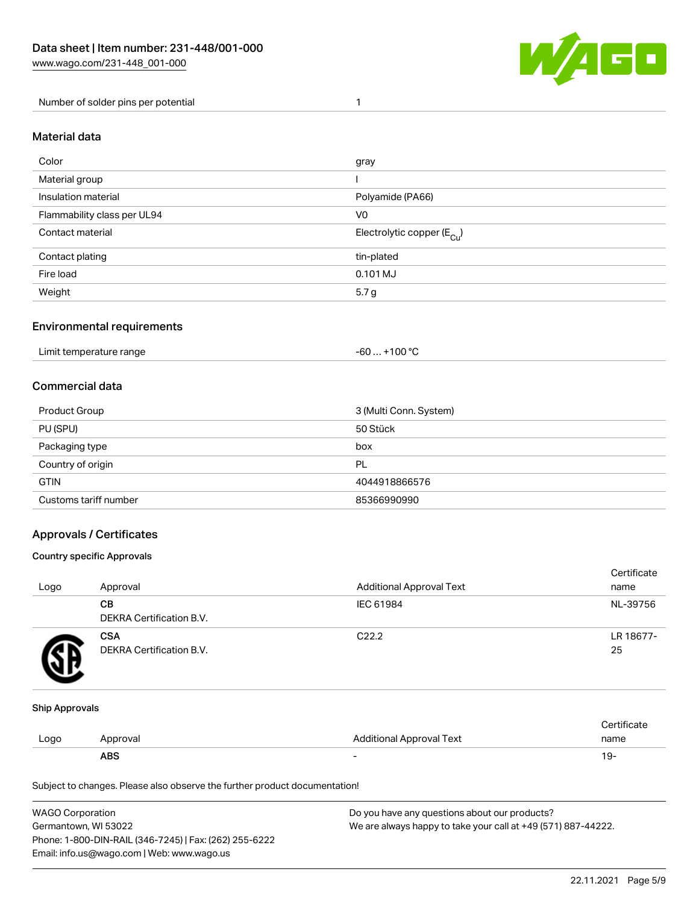| Number of solder pins per potential | 1 |
|---|---|

## Material data

| | |
|---|---|
| Color | gray |
| Material group | I |
| Insulation material | Polyamide (PA66) |
| Flammability class per UL94 | V0 |
| Contact material | Electrolytic copper ($E_{Cu}$) |
| Contact plating | tin-plated |
| Fire load | 0.101 MJ |
| Weight | 5.7 g |

## Environmental requirements

| | |
|---|---|
| Limit temperature range | -60 … +100 °C |

## Commercial data

| | |
|---|---|
| Product Group | 3 (Multi Conn. System) |
| PU (SPU) | 50 Stück |
| Packaging type | box |
| Country of origin | PL |
| GTIN | 4044918866576 |
| Customs tariff number | 85366990990 |

## Approvals / Certificates

### Country specific Approvals

| Logo | Approval | Additional Approval Text | Certificate name |
|---|---|---|---|
| | **CB** DEKRA Certification B.V. | IEC 61984 | NL-39756 |
| | **CSA** DEKRA Certification B.V. | C22.2 | LR 18677-25 |

### Ship Approvals

| Logo | Approval | Additional Approval Text | Certificate name |
|---|---|---|---|
| | **ABS** | - | 19- |

Subject to changes. Please also observe the further product documentation!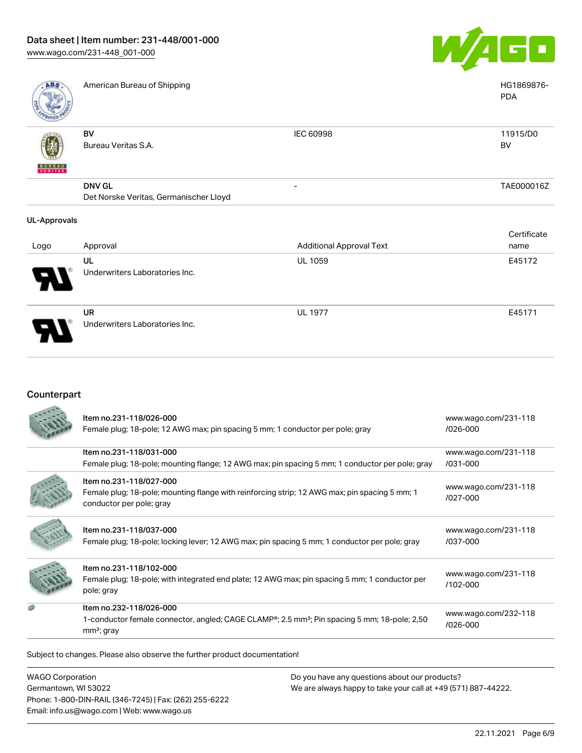| | | | |
|---|---|---|---|
| | American Bureau of Shipping | | HG1869876-PDA |
| | BV<br>Bureau Veritas S.A. | IEC 60998 | 11915/D0<br>BV |
| | DNV GL<br>Det Norske Veritas, Germanischer Lloyd | - | TAE000016Z |

### UL-Approvals

| Logo | Approval | Additional Approval Text | Certificate name |
|---|---|---|---|
| | UL<br>Underwriters Laboratories Inc. | UL 1059 | E45172 |
| | UR<br>Underwriters Laboratories Inc. | UL 1977 | E45171 |

## Counterpart

| | | |
|---|---|---|
| | Item no.231-118/026-000<br>Female plug; 18-pole; 12 AWG max; pin spacing 5 mm; 1 conductor per pole; gray | www.wago.com/231-118/026-000 |
| | Item no.231-118/031-000<br>Female plug; 18-pole; mounting flange; 12 AWG max; pin spacing 5 mm; 1 conductor per pole; gray | www.wago.com/231-118/031-000 |
| | Item no.231-118/027-000<br>Female plug; 18-pole; mounting flange with reinforcing strip; 12 AWG max; pin spacing 5 mm; 1 conductor per pole; gray | www.wago.com/231-118/027-000 |
| | Item no.231-118/037-000<br>Female plug; 18-pole; locking lever; 12 AWG max; pin spacing 5 mm; 1 conductor per pole; gray | www.wago.com/231-118/037-000 |
| | Item no.231-118/102-000<br>Female plug; 18-pole; with integrated end plate; 12 AWG max; pin spacing 5 mm; 1 conductor per pole; gray | www.wago.com/231-118/102-000 |
| | Item no.232-118/026-000<br>1-conductor female connector, angled; CAGE CLAMP®; 2.5 mm²; Pin spacing 5 mm; 18-pole; 2,50 mm²; gray | www.wago.com/232-118/026-000 |

Subject to changes. Please also observe the further product documentation!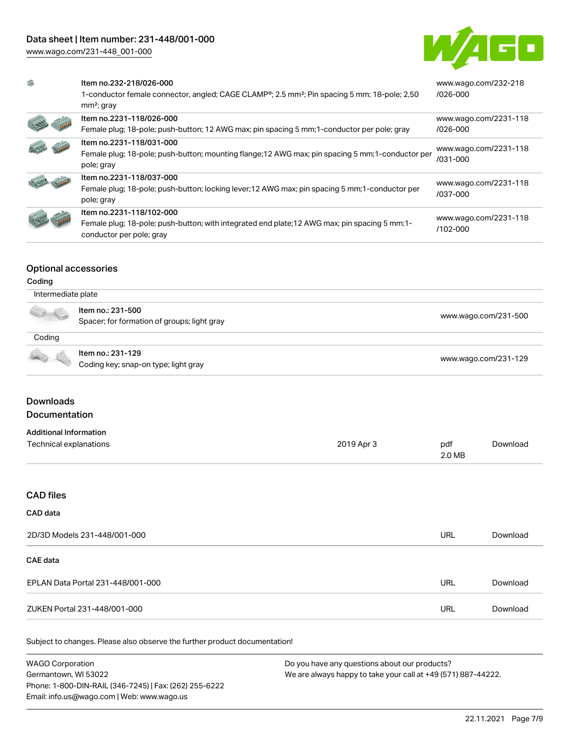| Item | Description | Link |
| --- | --- | --- |
| Item no.232-218/026-000 | 1-conductor female connector, angled; CAGE CLAMP®; 2.5 mm²; Pin spacing 5 mm; 18-pole; 2,50 mm²; gray | www.wago.com/232-218/026-000 |
| Item no.2231-118/026-000 | Female plug; 18-pole; push-button; 12 AWG max; pin spacing 5 mm;1-conductor per pole; gray | www.wago.com/2231-118/026-000 |
| Item no.2231-118/031-000 | Female plug; 18-pole; push-button; mounting flange;12 AWG max; pin spacing 5 mm;1-conductor per pole; gray | www.wago.com/2231-118/031-000 |
| Item no.2231-118/037-000 | Female plug; 18-pole; push-button; locking lever;12 AWG max; pin spacing 5 mm;1-conductor per pole; gray | www.wago.com/2231-118/037-000 |
| Item no.2231-118/102-000 | Female plug; 18-pole; push-button; with integrated end plate;12 AWG max; pin spacing 5 mm;1-conductor per pole; gray | www.wago.com/2231-118/102-000 |

## Optional accessories

### Coding

**Intermediate plate**

| Item | Description | Link |
| --- | --- | --- |
| Item no.: 231-500 | Spacer; for formation of groups; light gray | www.wago.com/231-500 |

**Coding**

| Item | Description | Link |
| --- | --- | --- |
| Item no.: 231-129 | Coding key; snap-on type; light gray | www.wago.com/231-129 |

## Downloads

### Documentation

**Additional Information**

| Document | Date | Format | |
| --- | --- | --- | --- |
| Technical explanations | 2019 Apr 3 | pdf 2.0 MB | Download |

## CAD files

**CAD data**

| File | Type | |
| --- | --- | --- |
| 2D/3D Models 231-448/001-000 | URL | Download |

**CAE data**

| File | Type | |
| --- | --- | --- |
| EPLAN Data Portal 231-448/001-000 | URL | Download |
| ZUKEN Portal 231-448/001-000 | URL | Download |

Subject to changes. Please also observe the further product documentation!

WAGO Corporation
Germantown, WI 53022
Phone: 1-800-DIN-RAIL (346-7245) | Fax: (262) 255-6222
Email: info.us@wago.com | Web: www.wago.us

Do you have any questions about our products?
We are always happy to take your call at +49 (571) 887-44222.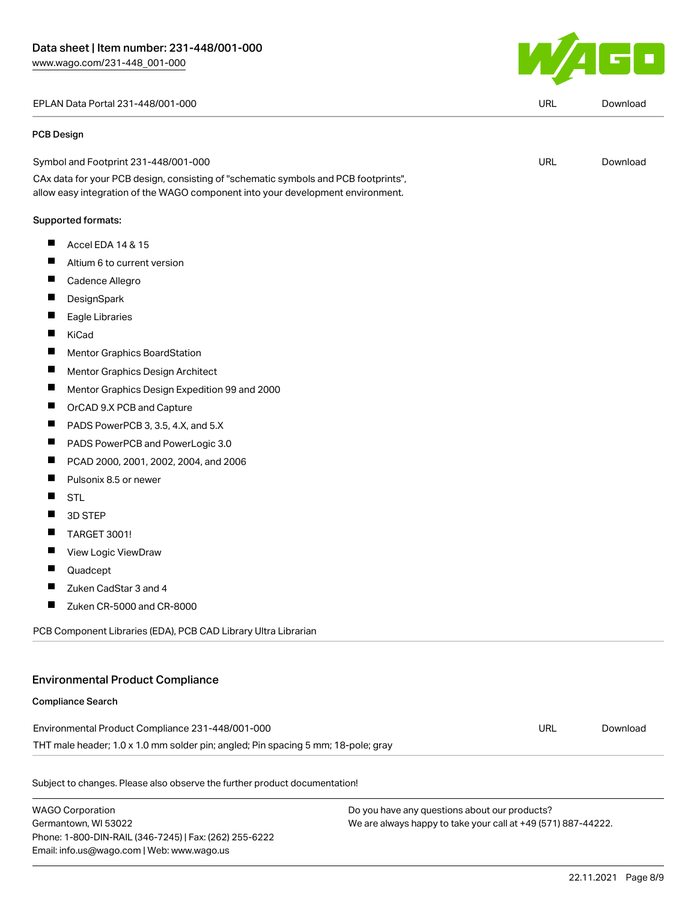| EPLAN Data Portal 231-448/001-000 | URL | Download |
|---|---|---|

**PCB Design**

| Symbol and Footprint 231-448/001-000 | URL | Download |
|---|---|---|

CAx data for your PCB design, consisting of "schematic symbols and PCB footprints", allow easy integration of the WAGO component into your development environment.

Supported formats:

- Accel EDA 14 & 15
- Altium 6 to current version
- Cadence Allegro
- DesignSpark
- Eagle Libraries
- KiCad
- Mentor Graphics BoardStation
- Mentor Graphics Design Architect
- Mentor Graphics Design Expedition 99 and 2000
- OrCAD 9.X PCB and Capture
- PADS PowerPCB 3, 3.5, 4.X, and 5.X
- PADS PowerPCB and PowerLogic 3.0
- PCAD 2000, 2001, 2002, 2004, and 2006
- Pulsonix 8.5 or newer
- STL
- 3D STEP
- TARGET 3001!
- View Logic ViewDraw
- Quadcept
- Zuken CadStar 3 and 4
- Zuken CR-5000 and CR-8000

PCB Component Libraries (EDA), PCB CAD Library Ultra Librarian

## Environmental Product Compliance

**Compliance Search**

| Environmental Product Compliance 231-448/001-000 | URL | Download |
|---|---|---|

THT male header; 1.0 x 1.0 mm solder pin; angled; Pin spacing 5 mm; 18-pole; gray

Subject to changes. Please also observe the further product documentation!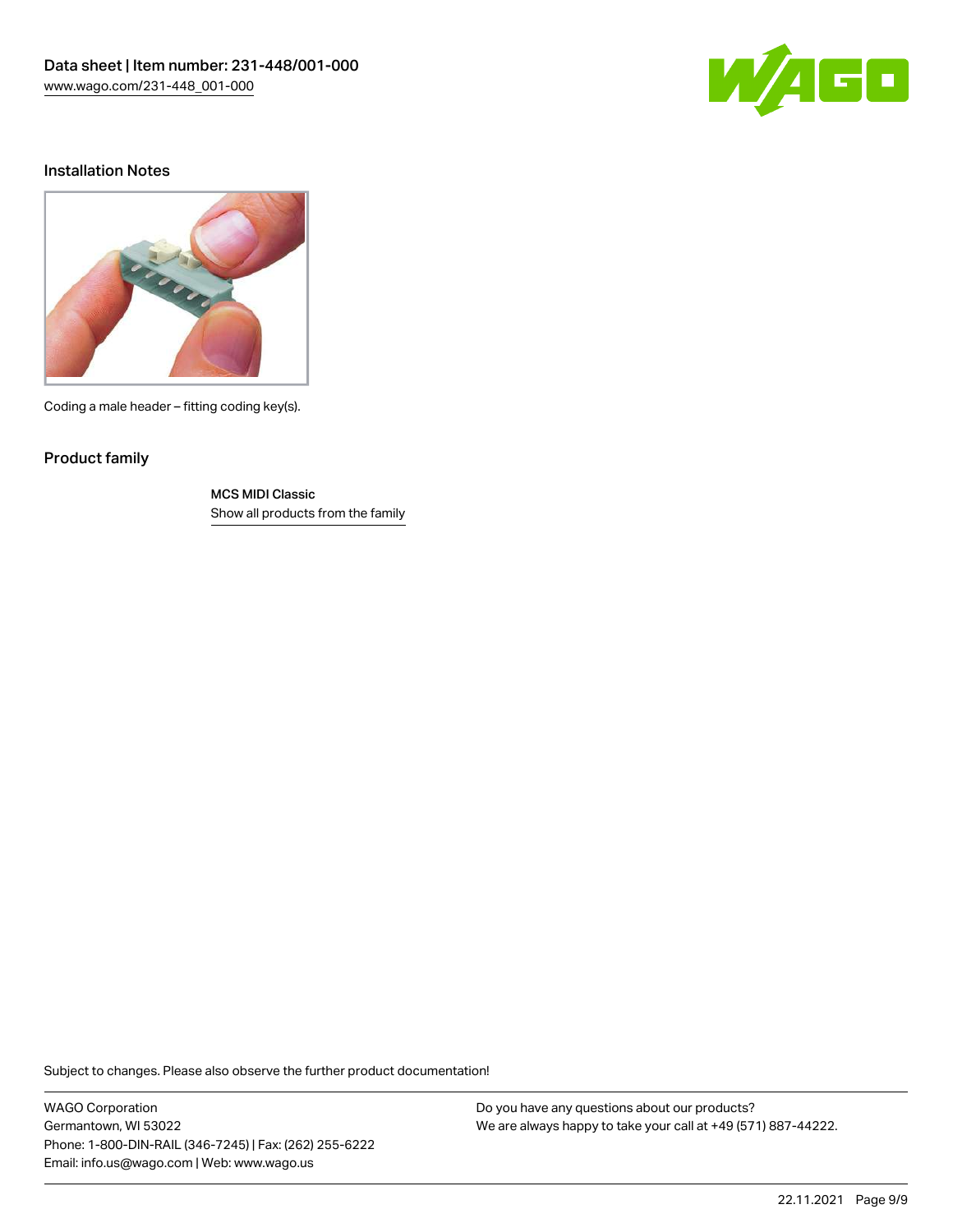## Installation Notes

Coding a male header – fitting coding key(s).

## Product family

MCS MIDI Classic
Show all products from the family

Subject to changes. Please also observe the further product documentation!

WAGO Corporation
Germantown, WI 53022
Phone: 1-800-DIN-RAIL (346-7245) | Fax: (262) 255-6222
Email: info.us@wago.com | Web: www.wago.us

Do you have any questions about our products?
We are always happy to take your call at +49 (571) 887-44222.